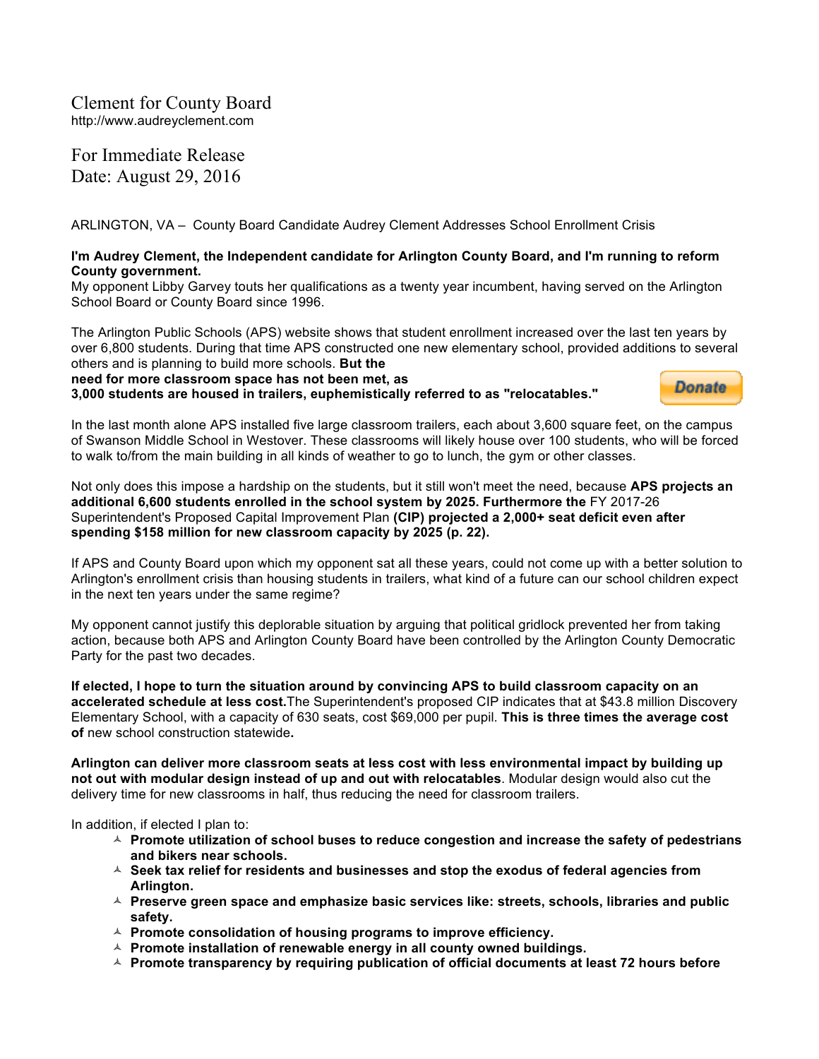Clement for County Board
http://www.audreyclement.com

For Immediate Release
Date: August 29, 2016

ARLINGTON, VA – County Board Candidate Audrey Clement Addresses School Enrollment Crisis

**I'm Audrey Clement, the Independent candidate for Arlington County Board, and I'm running to reform County government.**
My opponent Libby Garvey touts her qualifications as a twenty year incumbent, having served on the Arlington School Board or County Board since 1996.

The Arlington Public Schools (APS) website shows that student enrollment increased over the last ten years by over 6,800 students. During that time APS constructed one new elementary school, provided additions to several others and is planning to build more schools. **But the need for more classroom space has not been met, as 3,000 students are housed in trailers, euphemistically referred to as "relocatables."**

Donate

In the last month alone APS installed five large classroom trailers, each about 3,600 square feet, on the campus of Swanson Middle School in Westover. These classrooms will likely house over 100 students, who will be forced to walk to/from the main building in all kinds of weather to go to lunch, the gym or other classes.

Not only does this impose a hardship on the students, but it still won't meet the need, because **APS projects an additional 6,600 students enrolled in the school system by 2025. Furthermore the** FY 2017-26 Superintendent's Proposed Capital Improvement Plan **(CIP) projected a 2,000+ seat deficit even after spending $158 million for new classroom capacity by 2025 (p. 22).**

If APS and County Board upon which my opponent sat all these years, could not come up with a better solution to Arlington's enrollment crisis than housing students in trailers, what kind of a future can our school children expect in the next ten years under the same regime?

My opponent cannot justify this deplorable situation by arguing that political gridlock prevented her from taking action, because both APS and Arlington County Board have been controlled by the Arlington County Democratic Party for the past two decades.

**If elected, I hope to turn the situation around by convincing APS to build classroom capacity on an accelerated schedule at less cost.**The Superintendent's proposed CIP indicates that at $43.8 million Discovery Elementary School, with a capacity of 630 seats, cost $69,000 per pupil. **This is three times the average cost of** new school construction statewide**.**

**Arlington can deliver more classroom seats at less cost with less environmental impact by building up not out with modular design instead of up and out with relocatables**. Modular design would also cut the delivery time for new classrooms in half, thus reducing the need for classroom trailers.

In addition, if elected I plan to:

- **Promote utilization of school buses to reduce congestion and increase the safety of pedestrians and bikers near schools.**
- **Seek tax relief for residents and businesses and stop the exodus of federal agencies from Arlington.**
- **Preserve green space and emphasize basic services like: streets, schools, libraries and public safety.**
- **Promote consolidation of housing programs to improve efficiency.**
- **Promote installation of renewable energy in all county owned buildings.**
- **Promote transparency by requiring publication of official documents at least 72 hours before**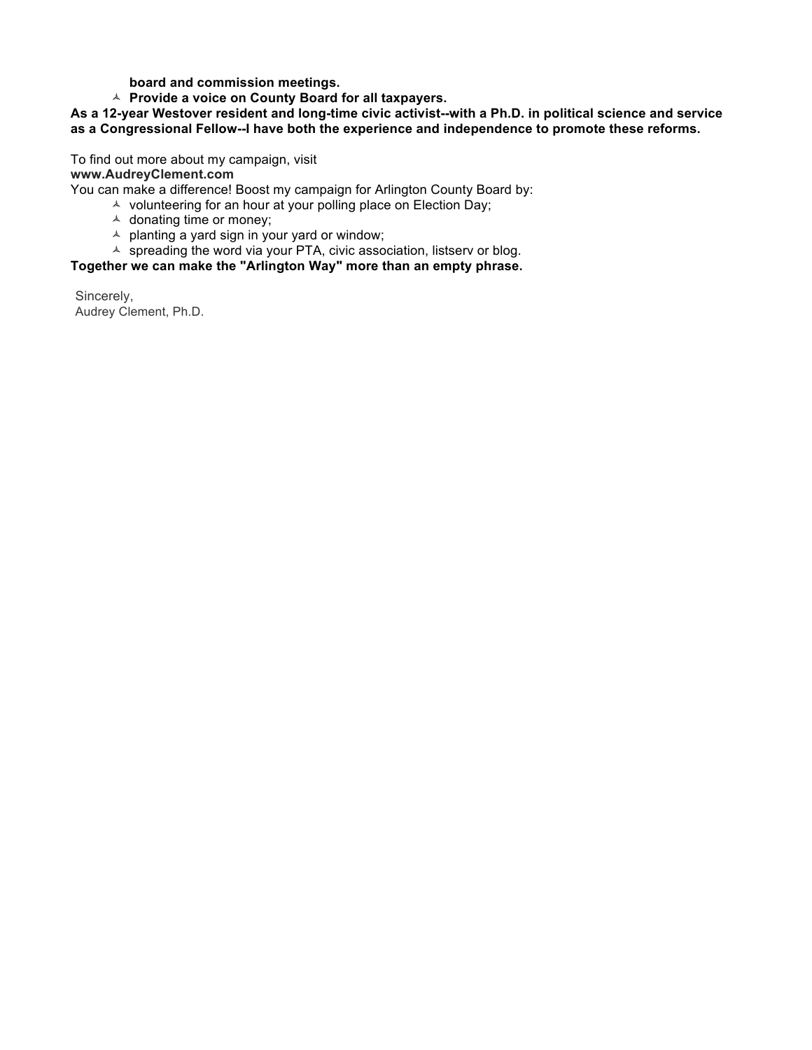**board and commission meetings.**

- **Provide a voice on County Board for all taxpayers.**

**As a 12-year Westover resident and long-time civic activist--with a Ph.D. in political science and service as a Congressional Fellow--I have both the experience and independence to promote these reforms.**

To find out more about my campaign, visit
**www.AudreyClement.com**
You can make a difference! Boost my campaign for Arlington County Board by:

- volunteering for an hour at your polling place on Election Day;
- donating time or money;
- planting a yard sign in your yard or window;
- spreading the word via your PTA, civic association, listserv or blog.

**Together we can make the "Arlington Way" more than an empty phrase.**

Sincerely,
Audrey Clement, Ph.D.